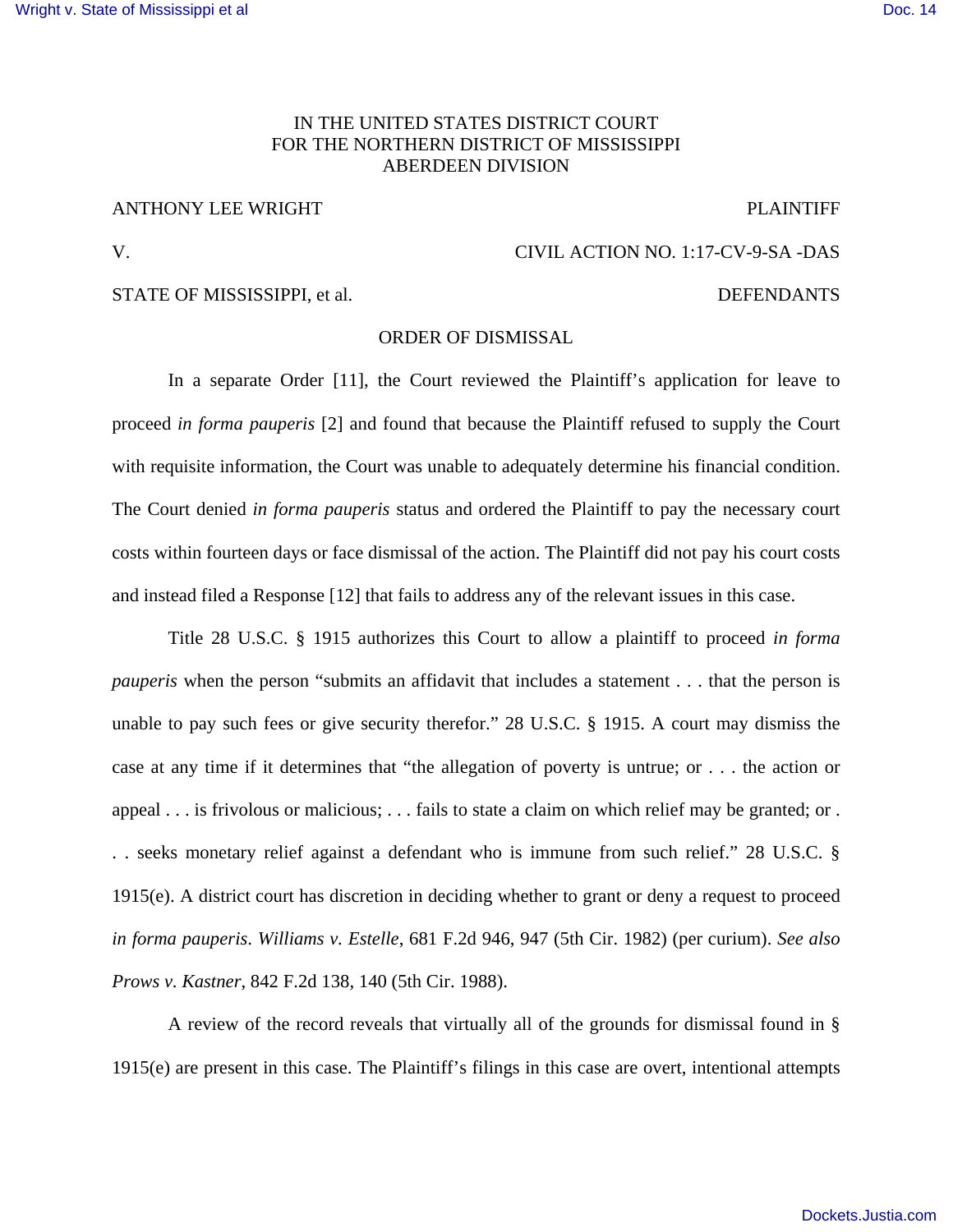IN THE UNITED STATES DISTRICT COURT
FOR THE NORTHERN DISTRICT OF MISSISSIPPI
ABERDEEN DIVISION

ANTHONY LEE WRIGHT PLAINTIFF

V. CIVIL ACTION NO. 1:17-CV-9-SA -DAS

STATE OF MISSISSIPPI, et al. DEFENDANTS

## ORDER OF DISMISSAL

In a separate Order [11], the Court reviewed the Plaintiff's application for leave to proceed *in forma pauperis* [2] and found that because the Plaintiff refused to supply the Court with requisite information, the Court was unable to adequately determine his financial condition. The Court denied *in forma pauperis* status and ordered the Plaintiff to pay the necessary court costs within fourteen days or face dismissal of the action. The Plaintiff did not pay his court costs and instead filed a Response [12] that fails to address any of the relevant issues in this case.

Title 28 U.S.C. § 1915 authorizes this Court to allow a plaintiff to proceed *in forma pauperis* when the person "submits an affidavit that includes a statement . . . that the person is unable to pay such fees or give security therefor." 28 U.S.C. § 1915. A court may dismiss the case at any time if it determines that "the allegation of poverty is untrue; or . . . the action or appeal . . . is frivolous or malicious; . . . fails to state a claim on which relief may be granted; or . . . seeks monetary relief against a defendant who is immune from such relief." 28 U.S.C. § 1915(e). A district court has discretion in deciding whether to grant or deny a request to proceed *in forma pauperis*. *Williams v. Estelle*, 681 F.2d 946, 947 (5th Cir. 1982) (per curium). *See also Prows v. Kastner*, 842 F.2d 138, 140 (5th Cir. 1988).

A review of the record reveals that virtually all of the grounds for dismissal found in § 1915(e) are present in this case. The Plaintiff's filings in this case are overt, intentional attempts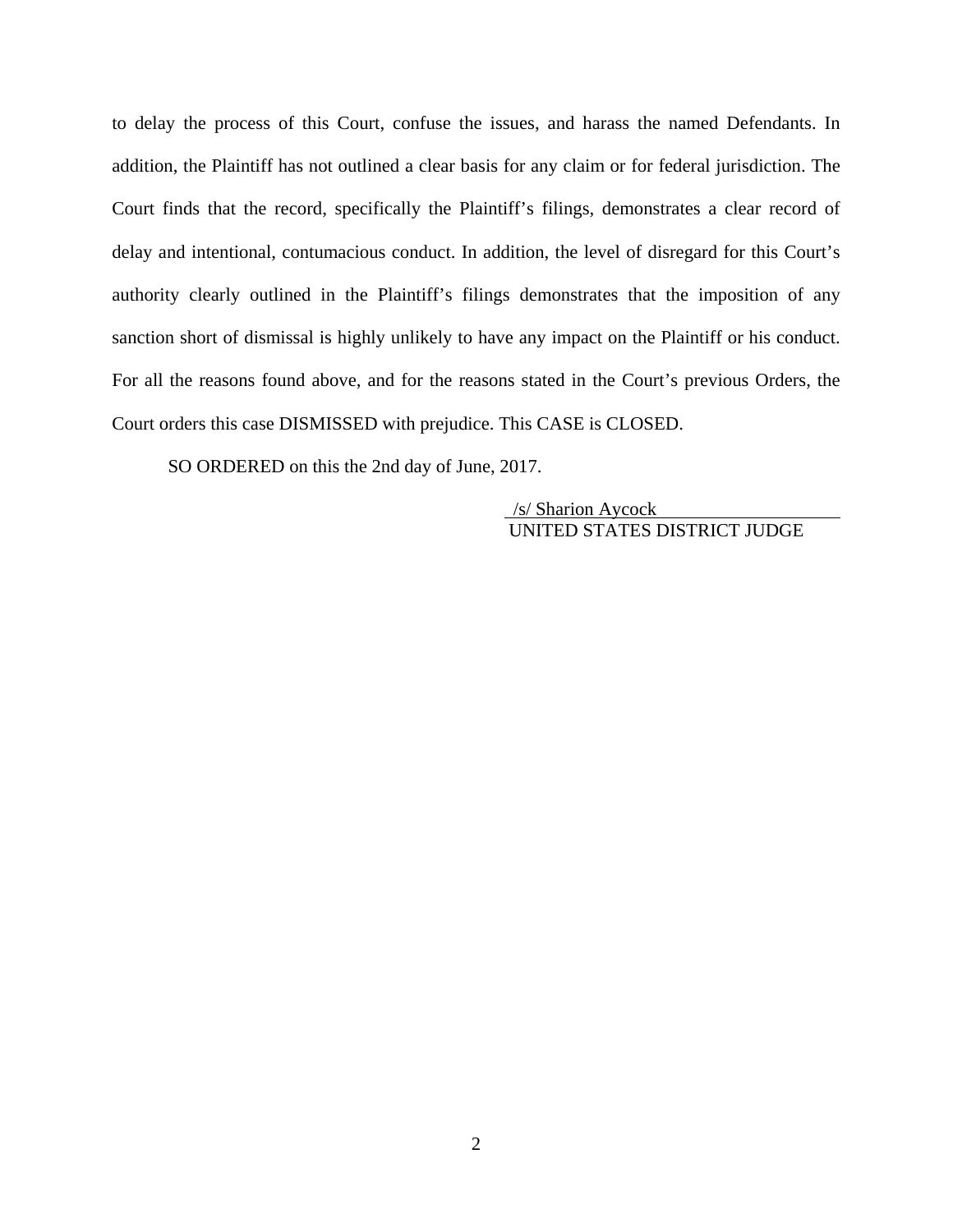to delay the process of this Court, confuse the issues, and harass the named Defendants. In addition, the Plaintiff has not outlined a clear basis for any claim or for federal jurisdiction. The Court finds that the record, specifically the Plaintiff's filings, demonstrates a clear record of delay and intentional, contumacious conduct. In addition, the level of disregard for this Court's authority clearly outlined in the Plaintiff's filings demonstrates that the imposition of any sanction short of dismissal is highly unlikely to have any impact on the Plaintiff or his conduct. For all the reasons found above, and for the reasons stated in the Court's previous Orders, the Court orders this case DISMISSED with prejudice. This CASE is CLOSED.

SO ORDERED on this the 2nd day of June, 2017.

/s/ Sharion Aycock
UNITED STATES DISTRICT JUDGE